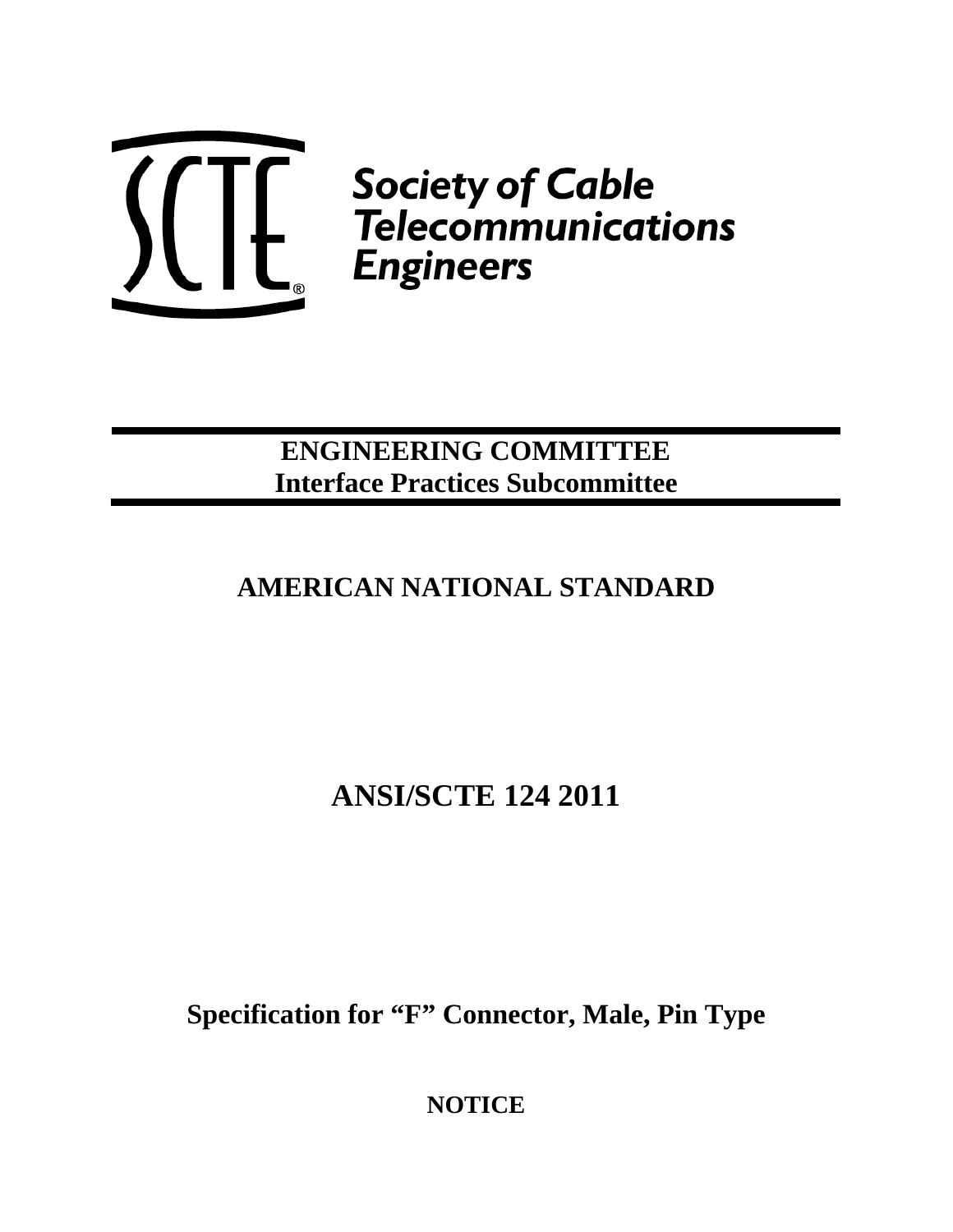Society of Cable Telecommunications Engineers

**ENGINEERING COMMITTEE**
**Interface Practices Subcommittee**

# AMERICAN NATIONAL STANDARD

# ANSI/SCTE 124 2011

# Specification for "F" Connector, Male, Pin Type

**NOTICE**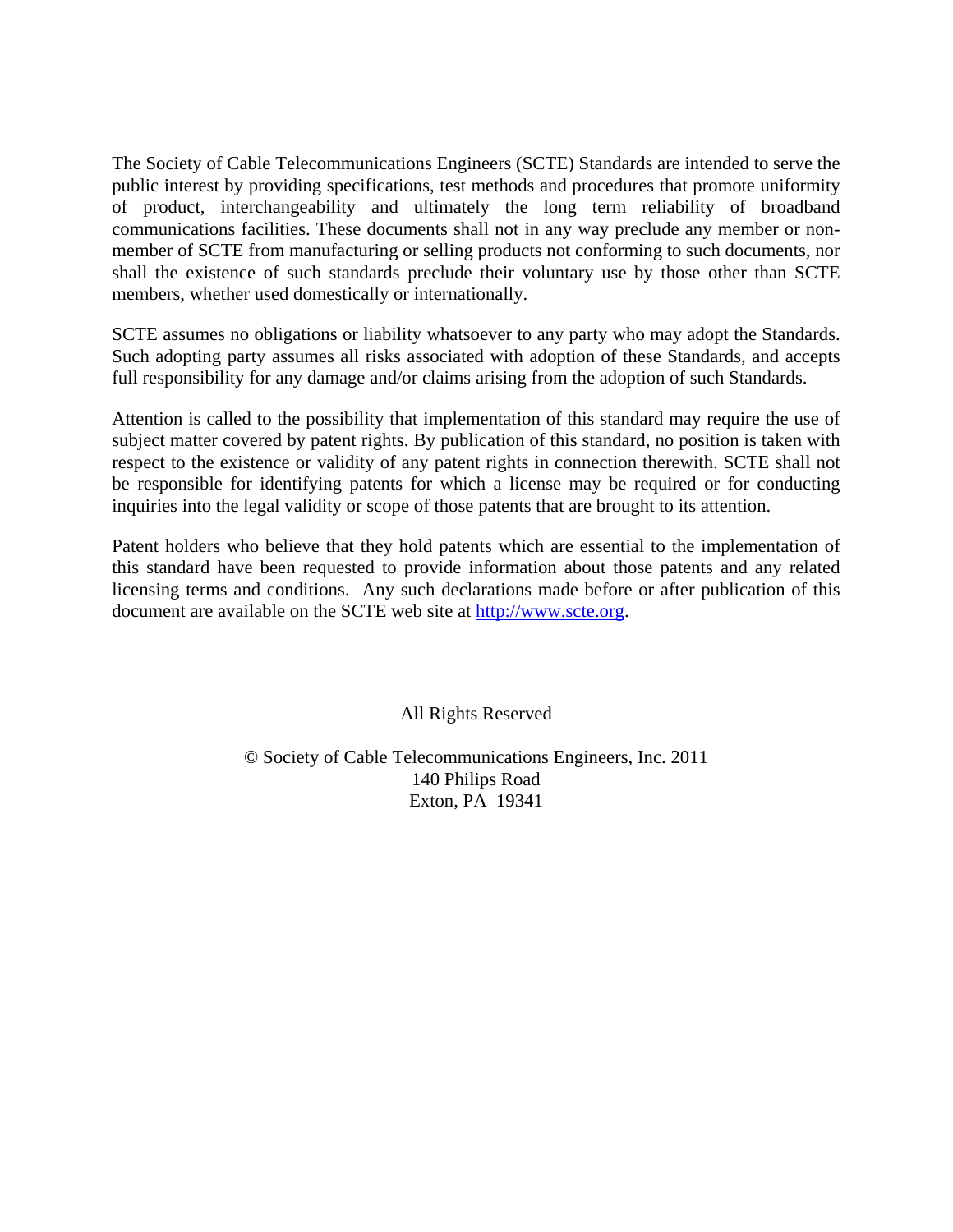The Society of Cable Telecommunications Engineers (SCTE) Standards are intended to serve the public interest by providing specifications, test methods and procedures that promote uniformity of product, interchangeability and ultimately the long term reliability of broadband communications facilities. These documents shall not in any way preclude any member or non-member of SCTE from manufacturing or selling products not conforming to such documents, nor shall the existence of such standards preclude their voluntary use by those other than SCTE members, whether used domestically or internationally.

SCTE assumes no obligations or liability whatsoever to any party who may adopt the Standards. Such adopting party assumes all risks associated with adoption of these Standards, and accepts full responsibility for any damage and/or claims arising from the adoption of such Standards.

Attention is called to the possibility that implementation of this standard may require the use of subject matter covered by patent rights. By publication of this standard, no position is taken with respect to the existence or validity of any patent rights in connection therewith. SCTE shall not be responsible for identifying patents for which a license may be required or for conducting inquiries into the legal validity or scope of those patents that are brought to its attention.

Patent holders who believe that they hold patents which are essential to the implementation of this standard have been requested to provide information about those patents and any related licensing terms and conditions. Any such declarations made before or after publication of this document are available on the SCTE web site at http://www.scte.org.

All Rights Reserved

© Society of Cable Telecommunications Engineers, Inc. 2011
140 Philips Road
Exton, PA 19341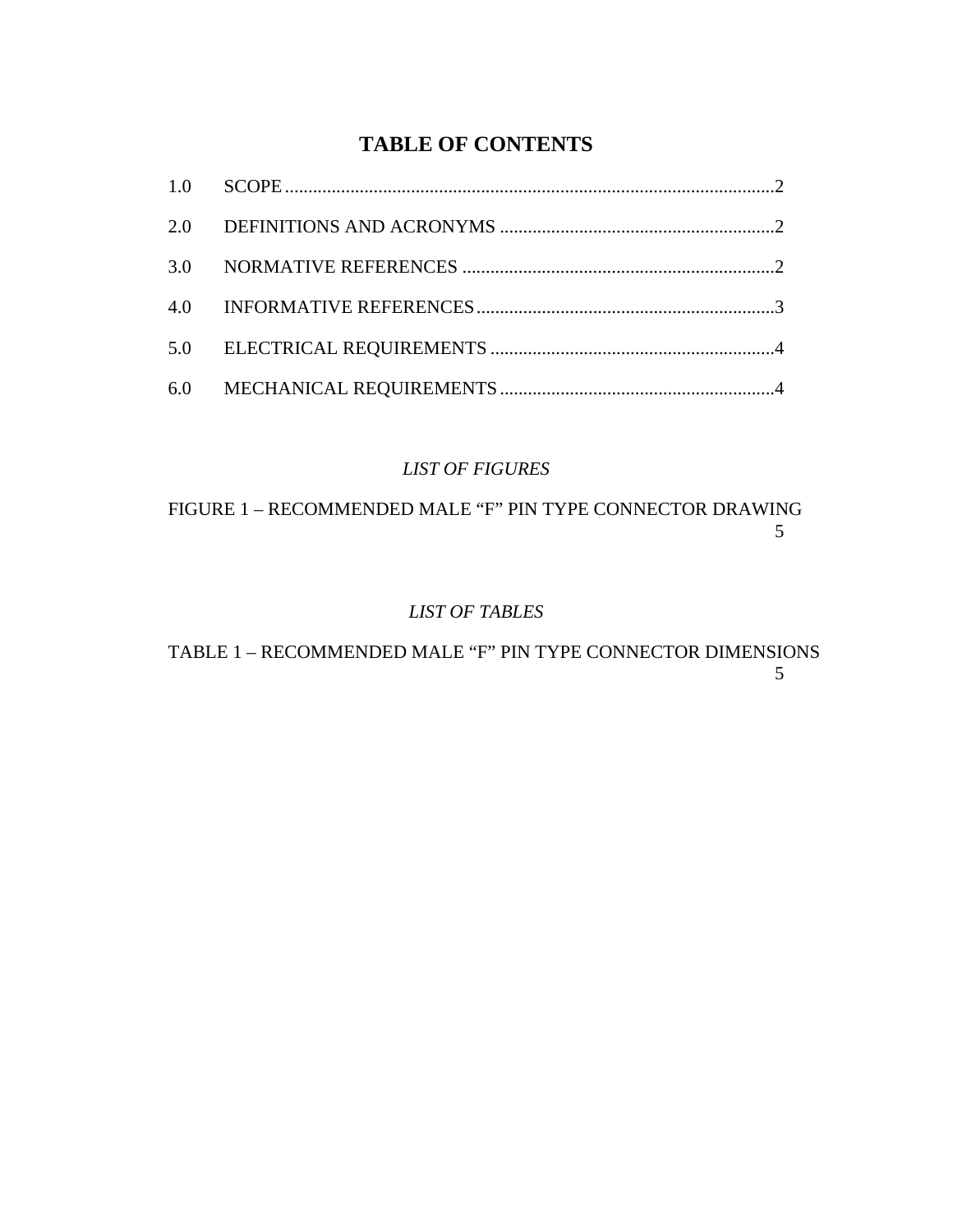# TABLE OF CONTENTS

1.0 SCOPE ........................................................................................................2

2.0 DEFINITIONS AND ACRONYMS ...........................................................2

3.0 NORMATIVE REFERENCES ...................................................................2

4.0 INFORMATIVE REFERENCES................................................................3

5.0 ELECTRICAL REQUIREMENTS .............................................................4

6.0 MECHANICAL REQUIREMENTS...........................................................4

*LIST OF FIGURES*

FIGURE 1 – RECOMMENDED MALE "F" PIN TYPE CONNECTOR DRAWING 5

*LIST OF TABLES*

TABLE 1 – RECOMMENDED MALE "F" PIN TYPE CONNECTOR DIMENSIONS 5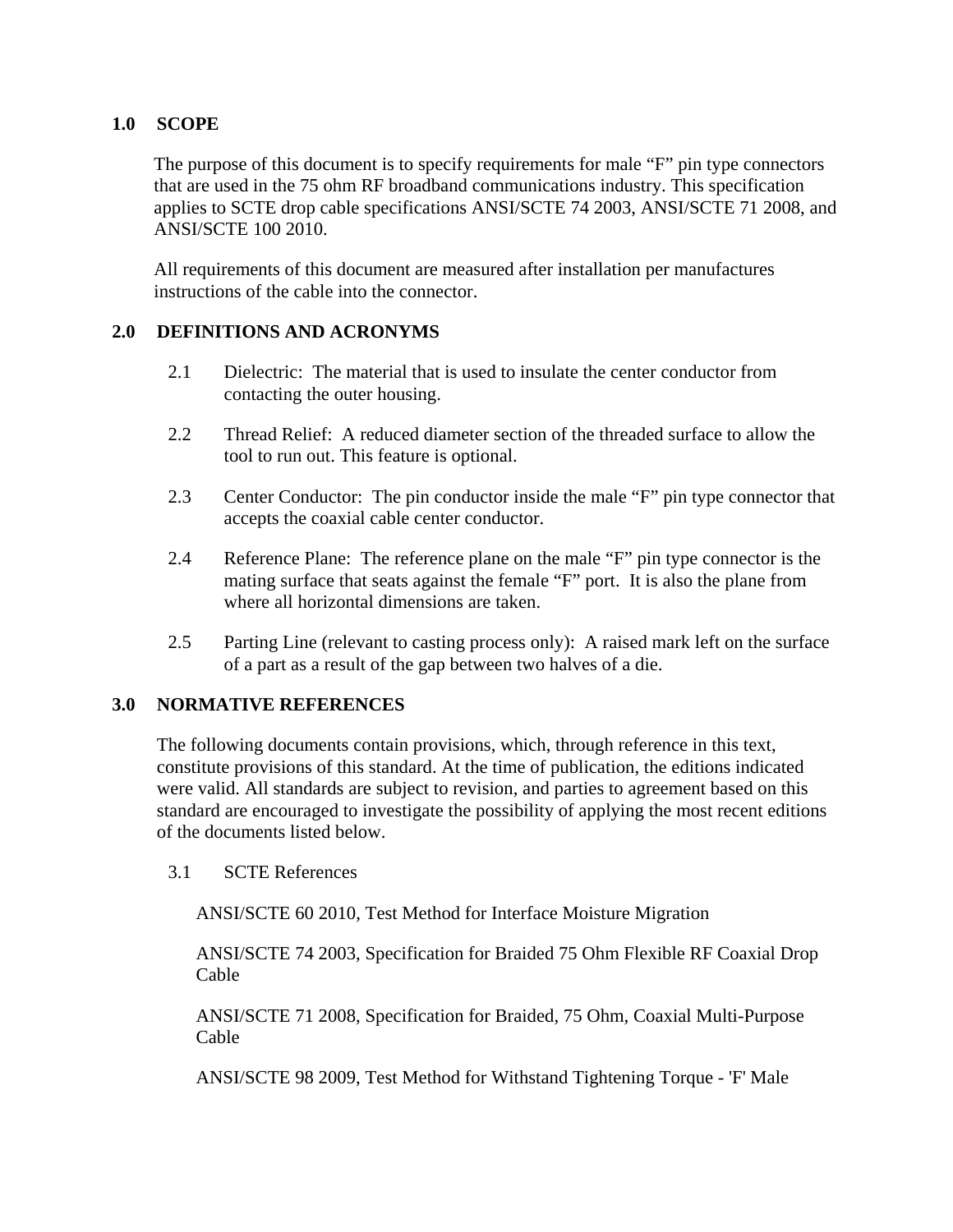## 1.0 SCOPE

The purpose of this document is to specify requirements for male "F" pin type connectors that are used in the 75 ohm RF broadband communications industry. This specification applies to SCTE drop cable specifications ANSI/SCTE 74 2003, ANSI/SCTE 71 2008, and ANSI/SCTE 100 2010.

All requirements of this document are measured after installation per manufactures instructions of the cable into the connector.

## 2.0 DEFINITIONS AND ACRONYMS

2.1 Dielectric: The material that is used to insulate the center conductor from contacting the outer housing.

2.2 Thread Relief: A reduced diameter section of the threaded surface to allow the tool to run out. This feature is optional.

2.3 Center Conductor: The pin conductor inside the male "F" pin type connector that accepts the coaxial cable center conductor.

2.4 Reference Plane: The reference plane on the male "F" pin type connector is the mating surface that seats against the female "F" port. It is also the plane from where all horizontal dimensions are taken.

2.5 Parting Line (relevant to casting process only): A raised mark left on the surface of a part as a result of the gap between two halves of a die.

## 3.0 NORMATIVE REFERENCES

The following documents contain provisions, which, through reference in this text, constitute provisions of this standard. At the time of publication, the editions indicated were valid. All standards are subject to revision, and parties to agreement based on this standard are encouraged to investigate the possibility of applying the most recent editions of the documents listed below.

3.1 SCTE References

ANSI/SCTE 60 2010, Test Method for Interface Moisture Migration

ANSI/SCTE 74 2003, Specification for Braided 75 Ohm Flexible RF Coaxial Drop Cable

ANSI/SCTE 71 2008, Specification for Braided, 75 Ohm, Coaxial Multi-Purpose Cable

ANSI/SCTE 98 2009, Test Method for Withstand Tightening Torque - 'F' Male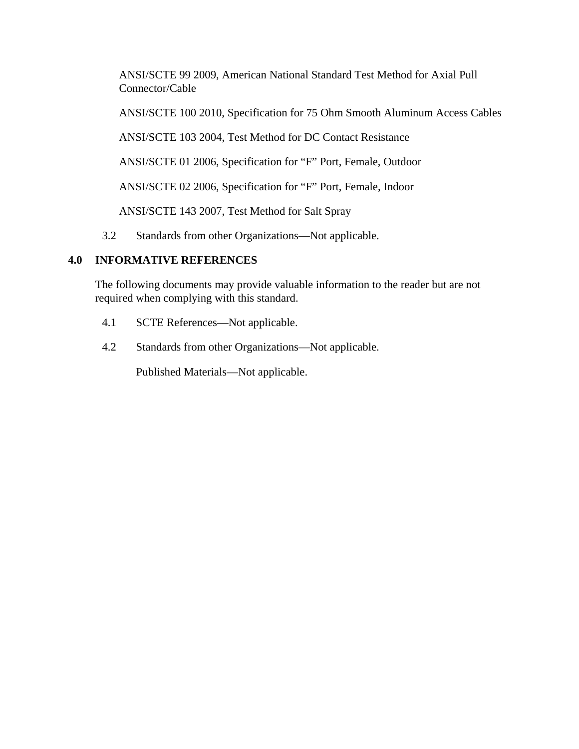ANSI/SCTE 99 2009, American National Standard Test Method for Axial Pull Connector/Cable

ANSI/SCTE 100 2010, Specification for 75 Ohm Smooth Aluminum Access Cables

ANSI/SCTE 103 2004, Test Method for DC Contact Resistance

ANSI/SCTE 01 2006, Specification for "F" Port, Female, Outdoor

ANSI/SCTE 02 2006, Specification for "F" Port, Female, Indoor

ANSI/SCTE 143 2007, Test Method for Salt Spray

3.2 Standards from other Organizations—Not applicable.

## 4.0 INFORMATIVE REFERENCES

The following documents may provide valuable information to the reader but are not required when complying with this standard.

4.1 SCTE References—Not applicable.

4.2 Standards from other Organizations—Not applicable.

Published Materials—Not applicable.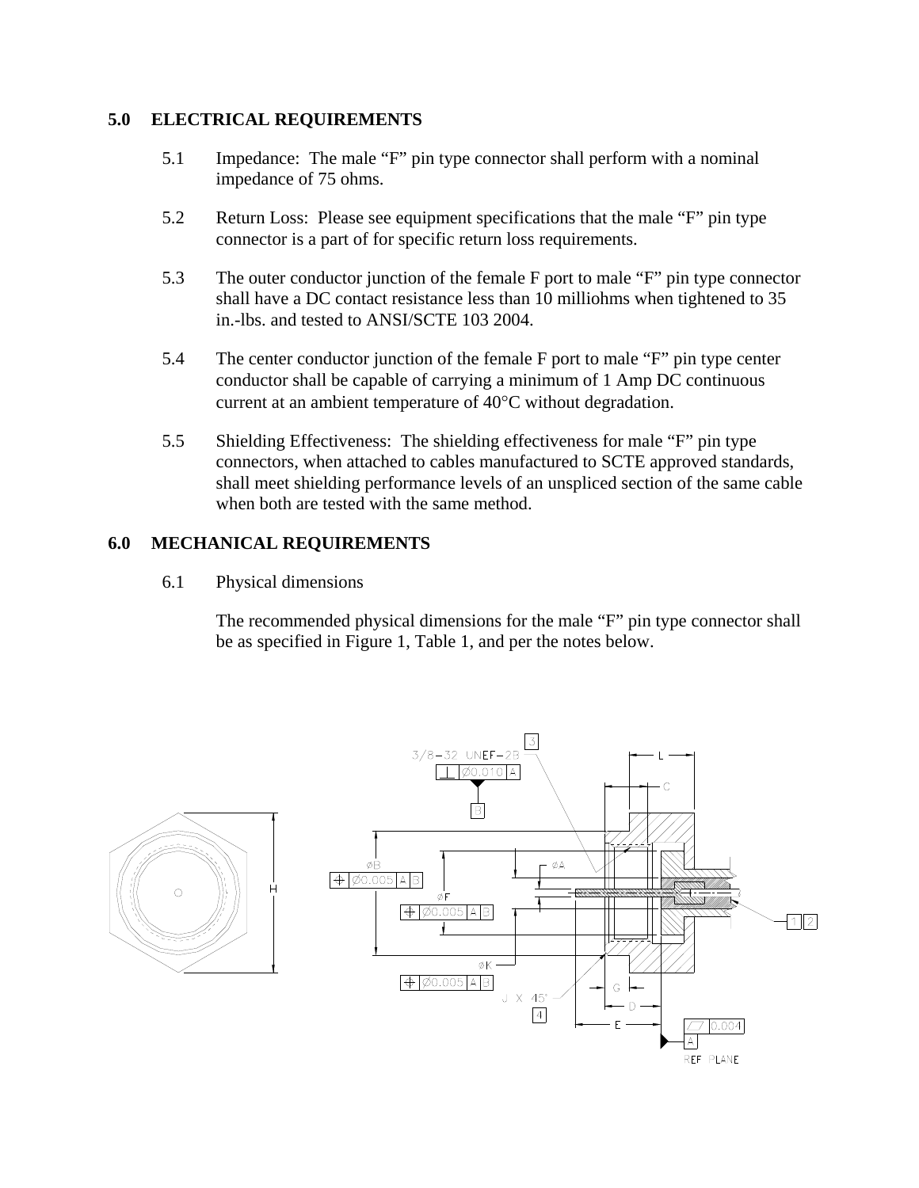## 5.0 ELECTRICAL REQUIREMENTS

5.1 Impedance: The male "F" pin type connector shall perform with a nominal impedance of 75 ohms.

5.2 Return Loss: Please see equipment specifications that the male "F" pin type connector is a part of for specific return loss requirements.

5.3 The outer conductor junction of the female F port to male "F" pin type connector shall have a DC contact resistance less than 10 milliohms when tightened to 35 in.-lbs. and tested to ANSI/SCTE 103 2004.

5.4 The center conductor junction of the female F port to male "F" pin type center conductor shall be capable of carrying a minimum of 1 Amp DC continuous current at an ambient temperature of 40°C without degradation.

5.5 Shielding Effectiveness: The shielding effectiveness for male "F" pin type connectors, when attached to cables manufactured to SCTE approved standards, shall meet shielding performance levels of an unspliced section of the same cable when both are tested with the same method.

## 6.0 MECHANICAL REQUIREMENTS

6.1 Physical dimensions

The recommended physical dimensions for the male "F" pin type connector shall be as specified in Figure 1, Table 1, and per the notes below.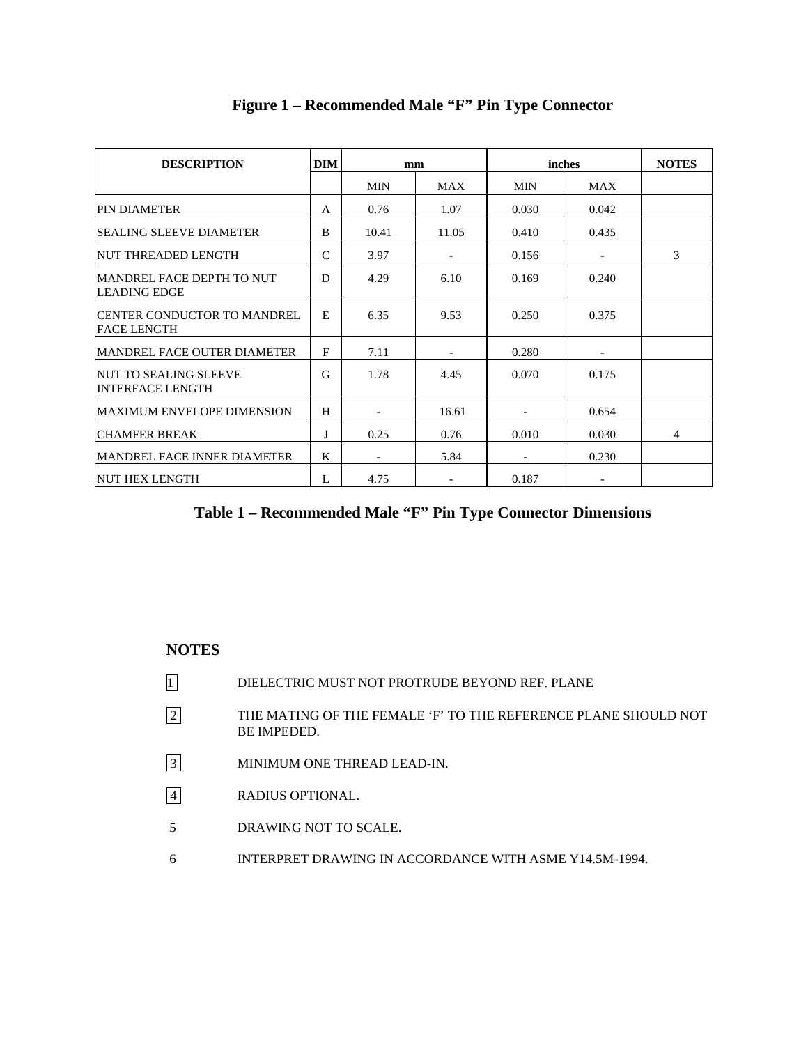**Figure 1 – Recommended Male “F” Pin Type Connector**

| DESCRIPTION | DIM | mm | | inches | | NOTES |
|---|---|---|---|---|---|---|
| | | MIN | MAX | MIN | MAX | |
| PIN DIAMETER | A | 0.76 | 1.07 | 0.030 | 0.042 | |
| SEALING SLEEVE DIAMETER | B | 10.41 | 11.05 | 0.410 | 0.435 | |
| NUT THREADED LENGTH | C | 3.97 | - | 0.156 | - | 3 |
| MANDREL FACE DEPTH TO NUT LEADING EDGE | D | 4.29 | 6.10 | 0.169 | 0.240 | |
| CENTER CONDUCTOR TO MANDREL FACE LENGTH | E | 6.35 | 9.53 | 0.250 | 0.375 | |
| MANDREL FACE OUTER DIAMETER | F | 7.11 | - | 0.280 | - | |
| NUT TO SEALING SLEEVE INTERFACE LENGTH | G | 1.78 | 4.45 | 0.070 | 0.175 | |
| MAXIMUM ENVELOPE DIMENSION | H | - | 16.61 | - | 0.654 | |
| CHAMFER BREAK | J | 0.25 | 0.76 | 0.010 | 0.030 | 4 |
| MANDREL FACE INNER DIAMETER | K | - | 5.84 | - | 0.230 | |
| NUT HEX LENGTH | L | 4.75 | - | 0.187 | - | |

**Table 1 – Recommended Male “F” Pin Type Connector Dimensions**

**NOTES**

1 DIELECTRIC MUST NOT PROTRUDE BEYOND REF. PLANE

2 THE MATING OF THE FEMALE ‘F’ TO THE REFERENCE PLANE SHOULD NOT BE IMPEDED.

3 MINIMUM ONE THREAD LEAD-IN.

4 RADIUS OPTIONAL.

5 DRAWING NOT TO SCALE.

6 INTERPRET DRAWING IN ACCORDANCE WITH ASME Y14.5M-1994.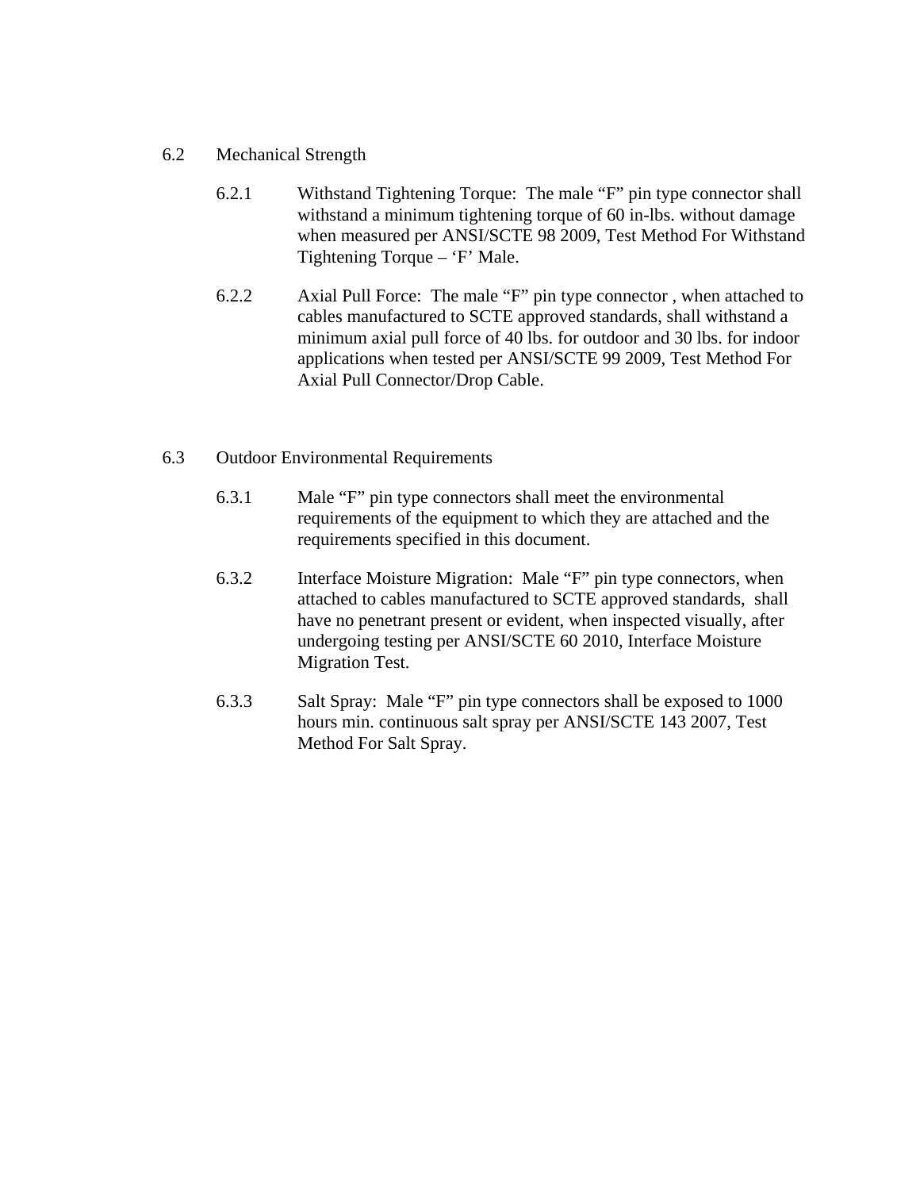## 6.2 Mechanical Strength

6.2.1 Withstand Tightening Torque: The male "F" pin type connector shall withstand a minimum tightening torque of 60 in-lbs. without damage when measured per ANSI/SCTE 98 2009, Test Method For Withstand Tightening Torque – 'F' Male.

6.2.2 Axial Pull Force: The male "F" pin type connector , when attached to cables manufactured to SCTE approved standards, shall withstand a minimum axial pull force of 40 lbs. for outdoor and 30 lbs. for indoor applications when tested per ANSI/SCTE 99 2009, Test Method For Axial Pull Connector/Drop Cable.

## 6.3 Outdoor Environmental Requirements

6.3.1 Male "F" pin type connectors shall meet the environmental requirements of the equipment to which they are attached and the requirements specified in this document.

6.3.2 Interface Moisture Migration: Male "F" pin type connectors, when attached to cables manufactured to SCTE approved standards, shall have no penetrant present or evident, when inspected visually, after undergoing testing per ANSI/SCTE 60 2010, Interface Moisture Migration Test.

6.3.3 Salt Spray: Male "F" pin type connectors shall be exposed to 1000 hours min. continuous salt spray per ANSI/SCTE 143 2007, Test Method For Salt Spray.